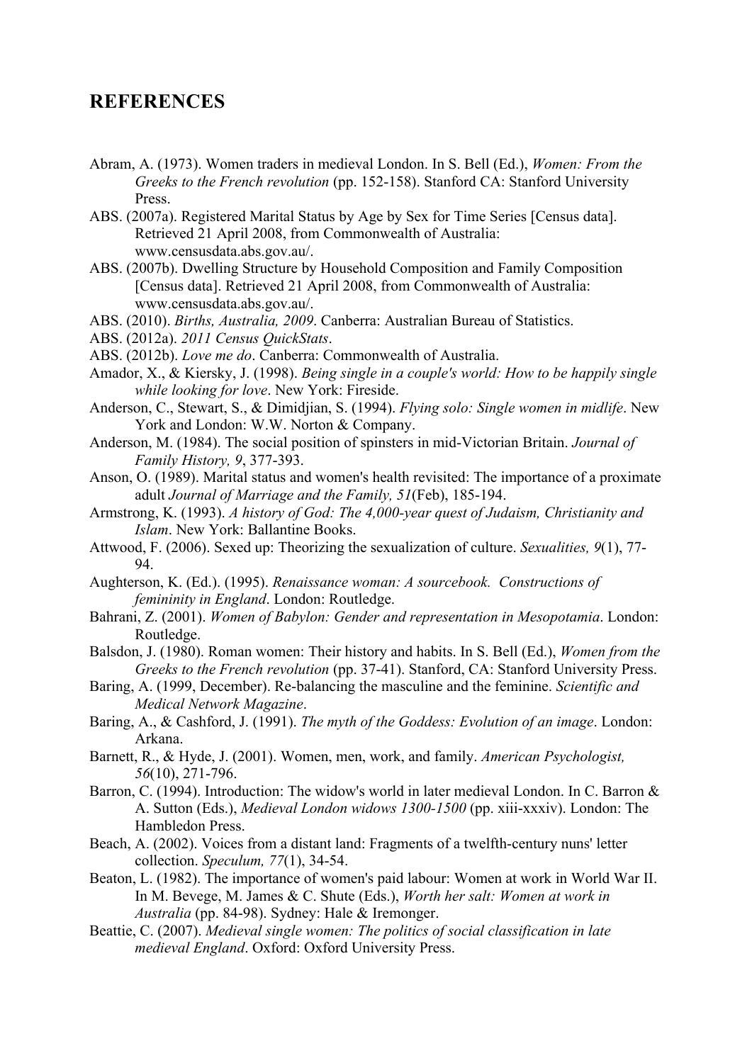## REFERENCES

Abram, A. (1973). Women traders in medieval London. In S. Bell (Ed.), *Women: From the Greeks to the French revolution* (pp. 152-158). Stanford CA: Stanford University Press.

ABS. (2007a). Registered Marital Status by Age by Sex for Time Series [Census data]. Retrieved 21 April 2008, from Commonwealth of Australia: www.censusdata.abs.gov.au/.

ABS. (2007b). Dwelling Structure by Household Composition and Family Composition [Census data]. Retrieved 21 April 2008, from Commonwealth of Australia: www.censusdata.abs.gov.au/.

ABS. (2010). *Births, Australia, 2009*. Canberra: Australian Bureau of Statistics.

ABS. (2012a). *2011 Census QuickStats*.

ABS. (2012b). *Love me do*. Canberra: Commonwealth of Australia.

Amador, X., & Kiersky, J. (1998). *Being single in a couple's world: How to be happily single while looking for love*. New York: Fireside.

Anderson, C., Stewart, S., & Dimidjian, S. (1994). *Flying solo: Single women in midlife*. New York and London: W.W. Norton & Company.

Anderson, M. (1984). The social position of spinsters in mid-Victorian Britain. *Journal of Family History, 9*, 377-393.

Anson, O. (1989). Marital status and women's health revisited: The importance of a proximate adult *Journal of Marriage and the Family, 51*(Feb), 185-194.

Armstrong, K. (1993). *A history of God: The 4,000-year quest of Judaism, Christianity and Islam*. New York: Ballantine Books.

Attwood, F. (2006). Sexed up: Theorizing the sexualization of culture. *Sexualities, 9*(1), 77-94.

Aughterson, K. (Ed.). (1995). *Renaissance woman: A sourcebook. Constructions of femininity in England*. London: Routledge.

Bahrani, Z. (2001). *Women of Babylon: Gender and representation in Mesopotamia*. London: Routledge.

Balsdon, J. (1980). Roman women: Their history and habits. In S. Bell (Ed.), *Women from the Greeks to the French revolution* (pp. 37-41). Stanford, CA: Stanford University Press.

Baring, A. (1999, December). Re-balancing the masculine and the feminine. *Scientific and Medical Network Magazine*.

Baring, A., & Cashford, J. (1991). *The myth of the Goddess: Evolution of an image*. London: Arkana.

Barnett, R., & Hyde, J. (2001). Women, men, work, and family. *American Psychologist, 56*(10), 271-796.

Barron, C. (1994). Introduction: The widow's world in later medieval London. In C. Barron & A. Sutton (Eds.), *Medieval London widows 1300-1500* (pp. xiii-xxxiv). London: The Hambledon Press.

Beach, A. (2002). Voices from a distant land: Fragments of a twelfth-century nuns' letter collection. *Speculum, 77*(1), 34-54.

Beaton, L. (1982). The importance of women's paid labour: Women at work in World War II. In M. Bevege, M. James & C. Shute (Eds.), *Worth her salt: Women at work in Australia* (pp. 84-98). Sydney: Hale & Iremonger.

Beattie, C. (2007). *Medieval single women: The politics of social classification in late medieval England*. Oxford: Oxford University Press.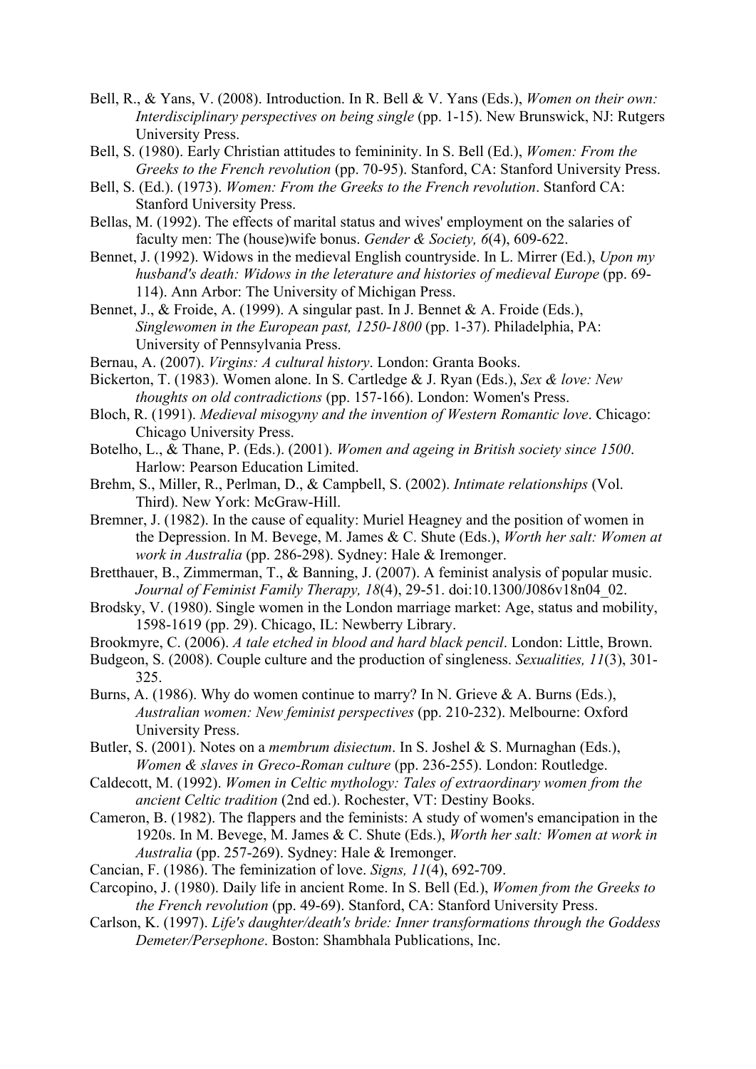Bell, R., & Yans, V. (2008). Introduction. In R. Bell & V. Yans (Eds.), *Women on their own: Interdisciplinary perspectives on being single* (pp. 1-15). New Brunswick, NJ: Rutgers University Press.

Bell, S. (1980). Early Christian attitudes to femininity. In S. Bell (Ed.), *Women: From the Greeks to the French revolution* (pp. 70-95). Stanford, CA: Stanford University Press.

Bell, S. (Ed.). (1973). *Women: From the Greeks to the French revolution*. Stanford CA: Stanford University Press.

Bellas, M. (1992). The effects of marital status and wives' employment on the salaries of faculty men: The (house)wife bonus. *Gender & Society, 6*(4), 609-622.

Bennet, J. (1992). Widows in the medieval English countryside. In L. Mirrer (Ed.), *Upon my husband's death: Widows in the leterature and histories of medieval Europe* (pp. 69-114). Ann Arbor: The University of Michigan Press.

Bennet, J., & Froide, A. (1999). A singular past. In J. Bennet & A. Froide (Eds.), *Singlewomen in the European past, 1250-1800* (pp. 1-37). Philadelphia, PA: University of Pennsylvania Press.

Bernau, A. (2007). *Virgins: A cultural history*. London: Granta Books.

Bickerton, T. (1983). Women alone. In S. Cartledge & J. Ryan (Eds.), *Sex & love: New thoughts on old contradictions* (pp. 157-166). London: Women's Press.

Bloch, R. (1991). *Medieval misogyny and the invention of Western Romantic love*. Chicago: Chicago University Press.

Botelho, L., & Thane, P. (Eds.). (2001). *Women and ageing in British society since 1500*. Harlow: Pearson Education Limited.

Brehm, S., Miller, R., Perlman, D., & Campbell, S. (2002). *Intimate relationships* (Vol. Third). New York: McGraw-Hill.

Bremner, J. (1982). In the cause of equality: Muriel Heagney and the position of women in the Depression. In M. Bevege, M. James & C. Shute (Eds.), *Worth her salt: Women at work in Australia* (pp. 286-298). Sydney: Hale & Iremonger.

Bretthauer, B., Zimmerman, T., & Banning, J. (2007). A feminist analysis of popular music. *Journal of Feminist Family Therapy, 18*(4), 29-51. doi:10.1300/J086v18n04_02.

Brodsky, V. (1980). Single women in the London marriage market: Age, status and mobility, 1598-1619 (pp. 29). Chicago, IL: Newberry Library.

Brookmyre, C. (2006). *A tale etched in blood and hard black pencil*. London: Little, Brown.

Budgeon, S. (2008). Couple culture and the production of singleness. *Sexualities, 11*(3), 301-325.

Burns, A. (1986). Why do women continue to marry? In N. Grieve & A. Burns (Eds.), *Australian women: New feminist perspectives* (pp. 210-232). Melbourne: Oxford University Press.

Butler, S. (2001). Notes on a *membrum disiectum*. In S. Joshel & S. Murnaghan (Eds.), *Women & slaves in Greco-Roman culture* (pp. 236-255). London: Routledge.

Caldecott, M. (1992). *Women in Celtic mythology: Tales of extraordinary women from the ancient Celtic tradition* (2nd ed.). Rochester, VT: Destiny Books.

Cameron, B. (1982). The flappers and the feminists: A study of women's emancipation in the 1920s. In M. Bevege, M. James & C. Shute (Eds.), *Worth her salt: Women at work in Australia* (pp. 257-269). Sydney: Hale & Iremonger.

Cancian, F. (1986). The feminization of love. *Signs, 11*(4), 692-709.

Carcopino, J. (1980). Daily life in ancient Rome. In S. Bell (Ed.), *Women from the Greeks to the French revolution* (pp. 49-69). Stanford, CA: Stanford University Press.

Carlson, K. (1997). *Life's daughter/death's bride: Inner transformations through the Goddess Demeter/Persephone*. Boston: Shambhala Publications, Inc.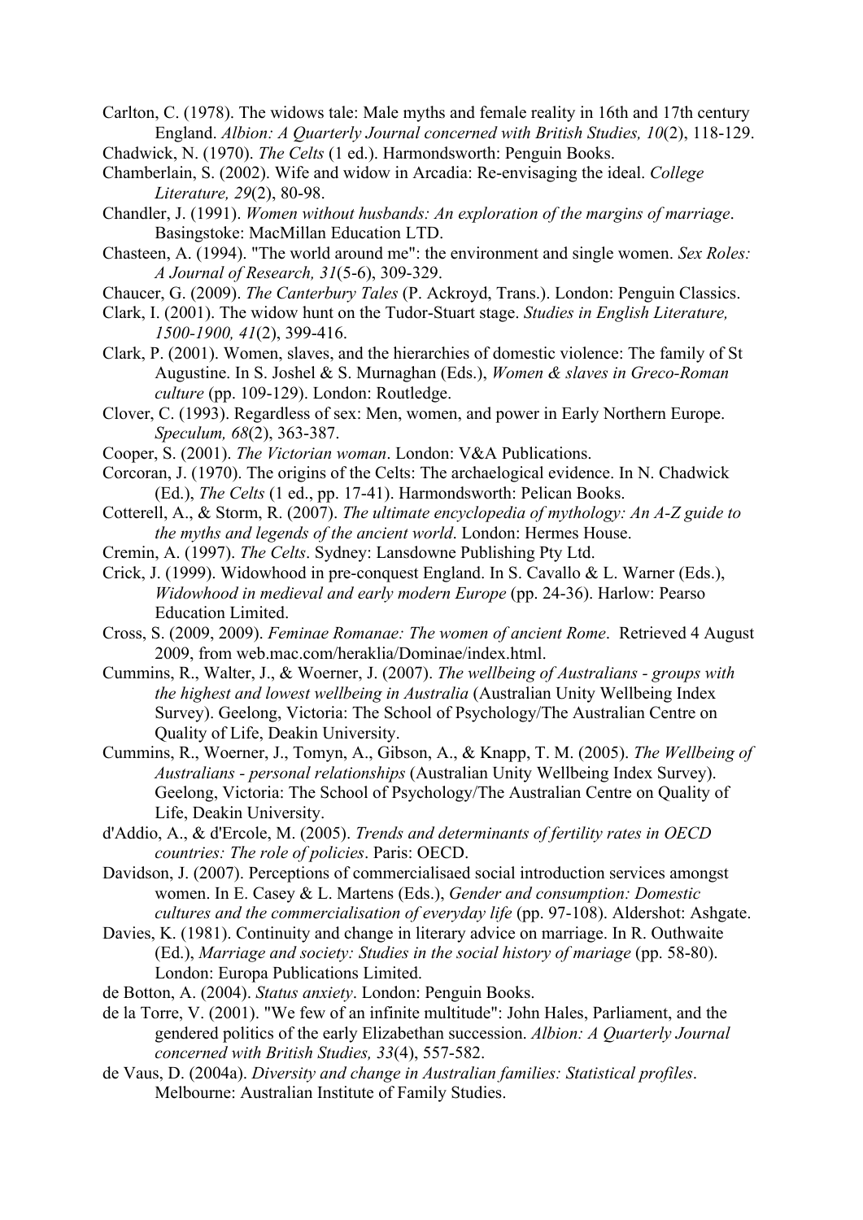Carlton, C. (1978). The widows tale: Male myths and female reality in 16th and 17th century England. *Albion: A Quarterly Journal concerned with British Studies, 10*(2), 118-129.

Chadwick, N. (1970). *The Celts* (1 ed.). Harmondsworth: Penguin Books.

Chamberlain, S. (2002). Wife and widow in Arcadia: Re-envisaging the ideal. *College Literature, 29*(2), 80-98.

Chandler, J. (1991). *Women without husbands: An exploration of the margins of marriage*. Basingstoke: MacMillan Education LTD.

Chasteen, A. (1994). "The world around me": the environment and single women. *Sex Roles: A Journal of Research, 31*(5-6), 309-329.

Chaucer, G. (2009). *The Canterbury Tales* (P. Ackroyd, Trans.). London: Penguin Classics.

Clark, I. (2001). The widow hunt on the Tudor-Stuart stage. *Studies in English Literature, 1500-1900, 41*(2), 399-416.

Clark, P. (2001). Women, slaves, and the hierarchies of domestic violence: The family of St Augustine. In S. Joshel & S. Murnaghan (Eds.), *Women & slaves in Greco-Roman culture* (pp. 109-129). London: Routledge.

Clover, C. (1993). Regardless of sex: Men, women, and power in Early Northern Europe. *Speculum, 68*(2), 363-387.

Cooper, S. (2001). *The Victorian woman*. London: V&A Publications.

Corcoran, J. (1970). The origins of the Celts: The archaelogical evidence. In N. Chadwick (Ed.), *The Celts* (1 ed., pp. 17-41). Harmondsworth: Pelican Books.

Cotterell, A., & Storm, R. (2007). *The ultimate encyclopedia of mythology: An A-Z guide to the myths and legends of the ancient world*. London: Hermes House.

Cremin, A. (1997). *The Celts*. Sydney: Lansdowne Publishing Pty Ltd.

Crick, J. (1999). Widowhood in pre-conquest England. In S. Cavallo & L. Warner (Eds.), *Widowhood in medieval and early modern Europe* (pp. 24-36). Harlow: Pearso Education Limited.

Cross, S. (2009, 2009). *Feminae Romanae: The women of ancient Rome*. Retrieved 4 August 2009, from web.mac.com/heraklia/Dominae/index.html.

Cummins, R., Walter, J., & Woerner, J. (2007). *The wellbeing of Australians - groups with the highest and lowest wellbeing in Australia* (Australian Unity Wellbeing Index Survey). Geelong, Victoria: The School of Psychology/The Australian Centre on Quality of Life, Deakin University.

Cummins, R., Woerner, J., Tomyn, A., Gibson, A., & Knapp, T. M. (2005). *The Wellbeing of Australians - personal relationships* (Australian Unity Wellbeing Index Survey). Geelong, Victoria: The School of Psychology/The Australian Centre on Quality of Life, Deakin University.

d'Addio, A., & d'Ercole, M. (2005). *Trends and determinants of fertility rates in OECD countries: The role of policies*. Paris: OECD.

Davidson, J. (2007). Perceptions of commercialisaed social introduction services amongst women. In E. Casey & L. Martens (Eds.), *Gender and consumption: Domestic cultures and the commercialisation of everyday life* (pp. 97-108). Aldershot: Ashgate.

Davies, K. (1981). Continuity and change in literary advice on marriage. In R. Outhwaite (Ed.), *Marriage and society: Studies in the social history of mariage* (pp. 58-80). London: Europa Publications Limited.

de Botton, A. (2004). *Status anxiety*. London: Penguin Books.

de la Torre, V. (2001). "We few of an infinite multitude": John Hales, Parliament, and the gendered politics of the early Elizabethan succession. *Albion: A Quarterly Journal concerned with British Studies, 33*(4), 557-582.

de Vaus, D. (2004a). *Diversity and change in Australian families: Statistical profiles*. Melbourne: Australian Institute of Family Studies.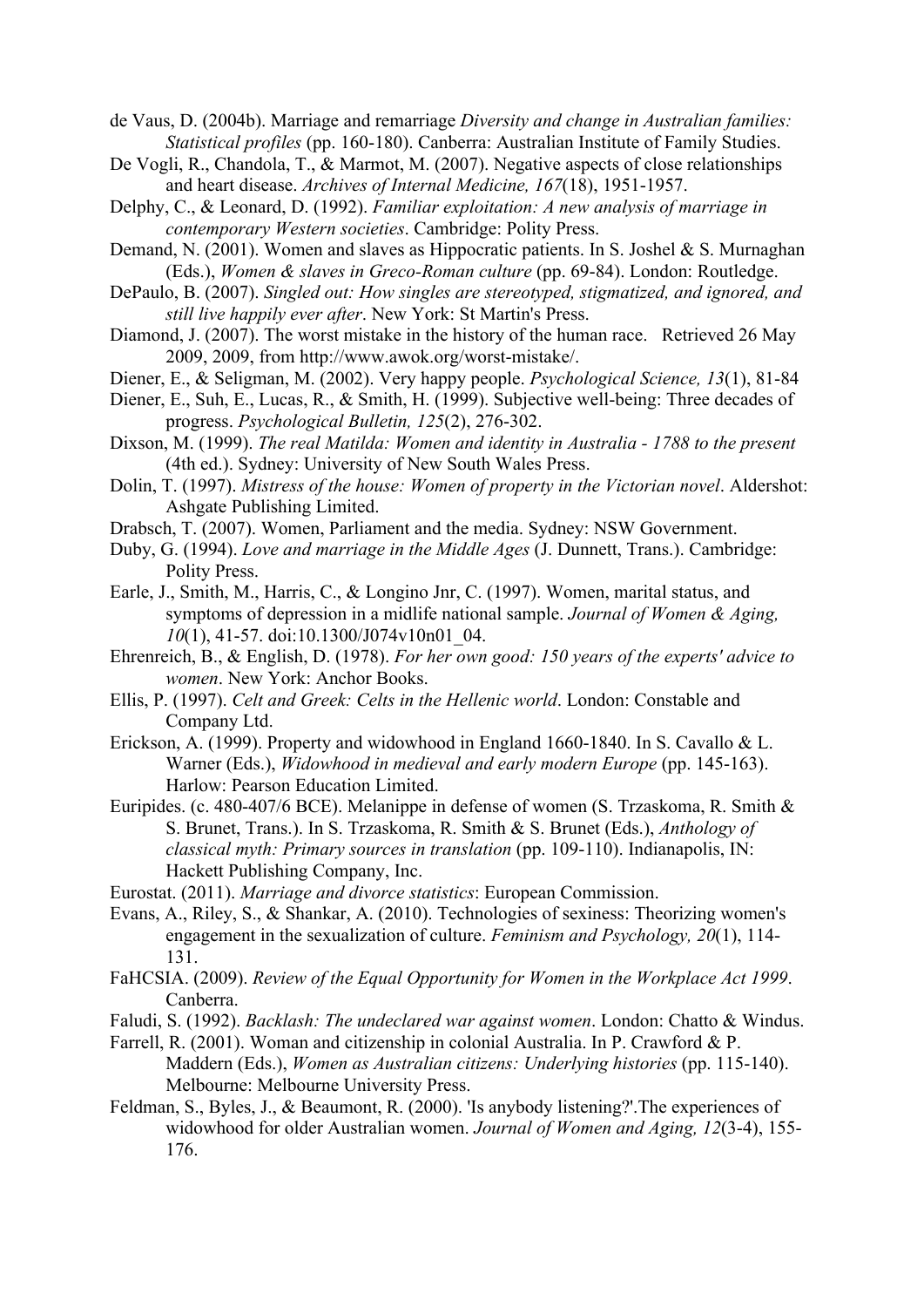de Vaus, D. (2004b). Marriage and remarriage *Diversity and change in Australian families: Statistical profiles* (pp. 160-180). Canberra: Australian Institute of Family Studies.

De Vogli, R., Chandola, T., & Marmot, M. (2007). Negative aspects of close relationships and heart disease. *Archives of Internal Medicine, 167*(18), 1951-1957.

Delphy, C., & Leonard, D. (1992). *Familiar exploitation: A new analysis of marriage in contemporary Western societies*. Cambridge: Polity Press.

Demand, N. (2001). Women and slaves as Hippocratic patients. In S. Joshel & S. Murnaghan (Eds.), *Women & slaves in Greco-Roman culture* (pp. 69-84). London: Routledge.

DePaulo, B. (2007). *Singled out: How singles are stereotyped, stigmatized, and ignored, and still live happily ever after*. New York: St Martin's Press.

Diamond, J. (2007). The worst mistake in the history of the human race. Retrieved 26 May 2009, 2009, from http://www.awok.org/worst-mistake/.

Diener, E., & Seligman, M. (2002). Very happy people. *Psychological Science, 13*(1), 81-84

Diener, E., Suh, E., Lucas, R., & Smith, H. (1999). Subjective well-being: Three decades of progress. *Psychological Bulletin, 125*(2), 276-302.

Dixson, M. (1999). *The real Matilda: Women and identity in Australia - 1788 to the present* (4th ed.). Sydney: University of New South Wales Press.

Dolin, T. (1997). *Mistress of the house: Women of property in the Victorian novel*. Aldershot: Ashgate Publishing Limited.

Drabsch, T. (2007). Women, Parliament and the media. Sydney: NSW Government.

Duby, G. (1994). *Love and marriage in the Middle Ages* (J. Dunnett, Trans.). Cambridge: Polity Press.

Earle, J., Smith, M., Harris, C., & Longino Jnr, C. (1997). Women, marital status, and symptoms of depression in a midlife national sample. *Journal of Women & Aging, 10*(1), 41-57. doi:10.1300/J074v10n01_04.

Ehrenreich, B., & English, D. (1978). *For her own good: 150 years of the experts' advice to women*. New York: Anchor Books.

Ellis, P. (1997). *Celt and Greek: Celts in the Hellenic world*. London: Constable and Company Ltd.

Erickson, A. (1999). Property and widowhood in England 1660-1840. In S. Cavallo & L. Warner (Eds.), *Widowhood in medieval and early modern Europe* (pp. 145-163). Harlow: Pearson Education Limited.

Euripides. (c. 480-407/6 BCE). Melanippe in defense of women (S. Trzaskoma, R. Smith & S. Brunet, Trans.). In S. Trzaskoma, R. Smith & S. Brunet (Eds.), *Anthology of classical myth: Primary sources in translation* (pp. 109-110). Indianapolis, IN: Hackett Publishing Company, Inc.

Eurostat. (2011). *Marriage and divorce statistics*: European Commission.

Evans, A., Riley, S., & Shankar, A. (2010). Technologies of sexiness: Theorizing women's engagement in the sexualization of culture. *Feminism and Psychology, 20*(1), 114-131.

FaHCSIA. (2009). *Review of the Equal Opportunity for Women in the Workplace Act 1999*. Canberra.

Faludi, S. (1992). *Backlash: The undeclared war against women*. London: Chatto & Windus.

Farrell, R. (2001). Woman and citizenship in colonial Australia. In P. Crawford & P. Maddern (Eds.), *Women as Australian citizens: Underlying histories* (pp. 115-140). Melbourne: Melbourne University Press.

Feldman, S., Byles, J., & Beaumont, R. (2000). 'Is anybody listening?'.The experiences of widowhood for older Australian women. *Journal of Women and Aging, 12*(3-4), 155-176.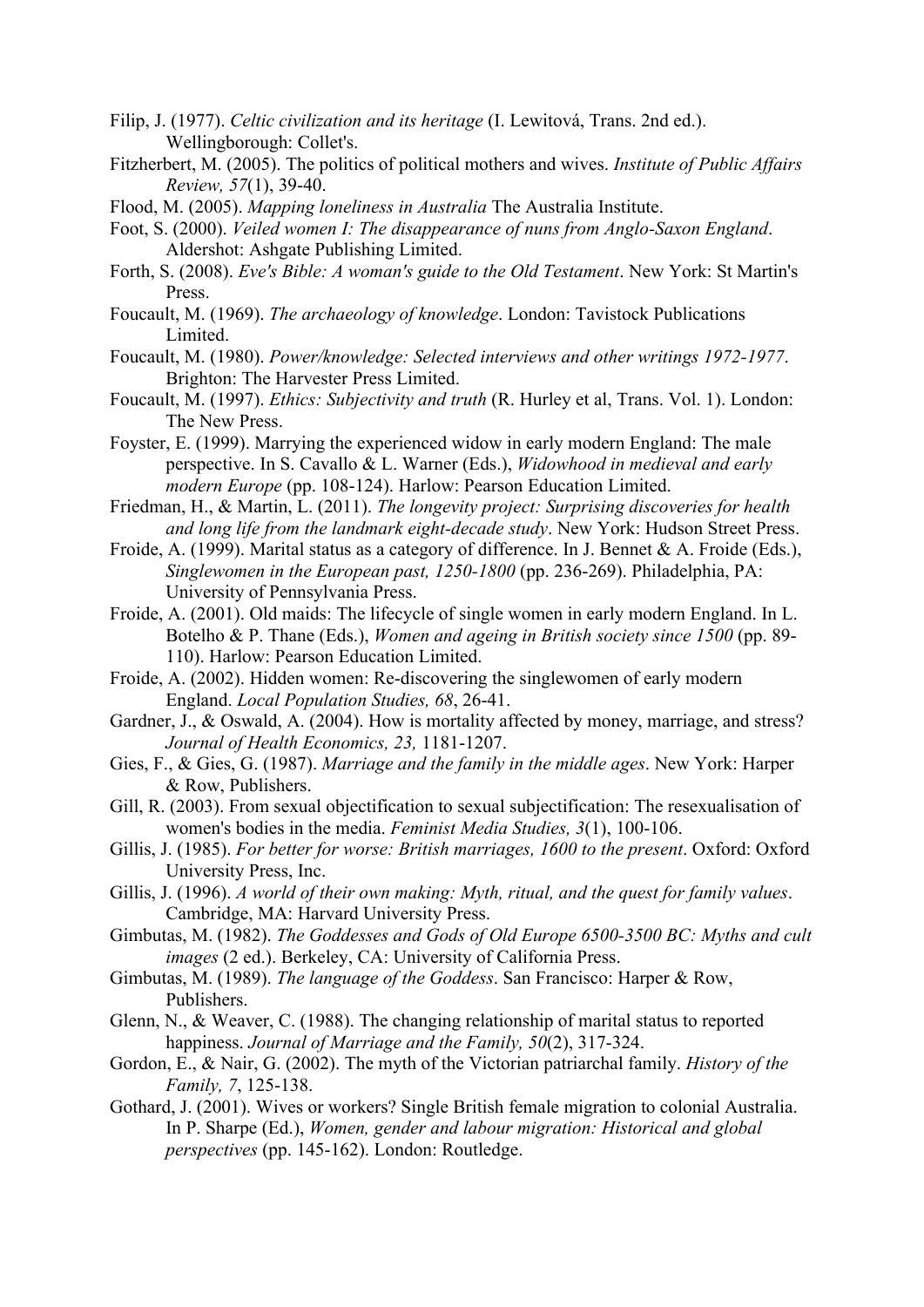Filip, J. (1977). *Celtic civilization and its heritage* (I. Lewitová, Trans. 2nd ed.). Wellingborough: Collet's.

Fitzherbert, M. (2005). The politics of political mothers and wives. *Institute of Public Affairs Review, 57*(1), 39-40.

Flood, M. (2005). *Mapping loneliness in Australia* The Australia Institute.

Foot, S. (2000). *Veiled women I: The disappearance of nuns from Anglo-Saxon England*. Aldershot: Ashgate Publishing Limited.

Forth, S. (2008). *Eve's Bible: A woman's guide to the Old Testament*. New York: St Martin's Press.

Foucault, M. (1969). *The archaeology of knowledge*. London: Tavistock Publications Limited.

Foucault, M. (1980). *Power/knowledge: Selected interviews and other writings 1972-1977*. Brighton: The Harvester Press Limited.

Foucault, M. (1997). *Ethics: Subjectivity and truth* (R. Hurley et al, Trans. Vol. 1). London: The New Press.

Foyster, E. (1999). Marrying the experienced widow in early modern England: The male perspective. In S. Cavallo & L. Warner (Eds.), *Widowhood in medieval and early modern Europe* (pp. 108-124). Harlow: Pearson Education Limited.

Friedman, H., & Martin, L. (2011). *The longevity project: Surprising discoveries for health and long life from the landmark eight-decade study*. New York: Hudson Street Press.

Froide, A. (1999). Marital status as a category of difference. In J. Bennet & A. Froide (Eds.), *Singlewomen in the European past, 1250-1800* (pp. 236-269). Philadelphia, PA: University of Pennsylvania Press.

Froide, A. (2001). Old maids: The lifecycle of single women in early modern England. In L. Botelho & P. Thane (Eds.), *Women and ageing in British society since 1500* (pp. 89-110). Harlow: Pearson Education Limited.

Froide, A. (2002). Hidden women: Re-discovering the singlewomen of early modern England. *Local Population Studies, 68*, 26-41.

Gardner, J., & Oswald, A. (2004). How is mortality affected by money, marriage, and stress? *Journal of Health Economics, 23,* 1181-1207.

Gies, F., & Gies, G. (1987). *Marriage and the family in the middle ages*. New York: Harper & Row, Publishers.

Gill, R. (2003). From sexual objectification to sexual subjectification: The resexualisation of women's bodies in the media. *Feminist Media Studies, 3*(1), 100-106.

Gillis, J. (1985). *For better for worse: British marriages, 1600 to the present*. Oxford: Oxford University Press, Inc.

Gillis, J. (1996). *A world of their own making: Myth, ritual, and the quest for family values*. Cambridge, MA: Harvard University Press.

Gimbutas, M. (1982). *The Goddesses and Gods of Old Europe 6500-3500 BC: Myths and cult images* (2 ed.). Berkeley, CA: University of California Press.

Gimbutas, M. (1989). *The language of the Goddess*. San Francisco: Harper & Row, Publishers.

Glenn, N., & Weaver, C. (1988). The changing relationship of marital status to reported happiness. *Journal of Marriage and the Family, 50*(2), 317-324.

Gordon, E., & Nair, G. (2002). The myth of the Victorian patriarchal family. *History of the Family, 7*, 125-138.

Gothard, J. (2001). Wives or workers? Single British female migration to colonial Australia. In P. Sharpe (Ed.), *Women, gender and labour migration: Historical and global perspectives* (pp. 145-162). London: Routledge.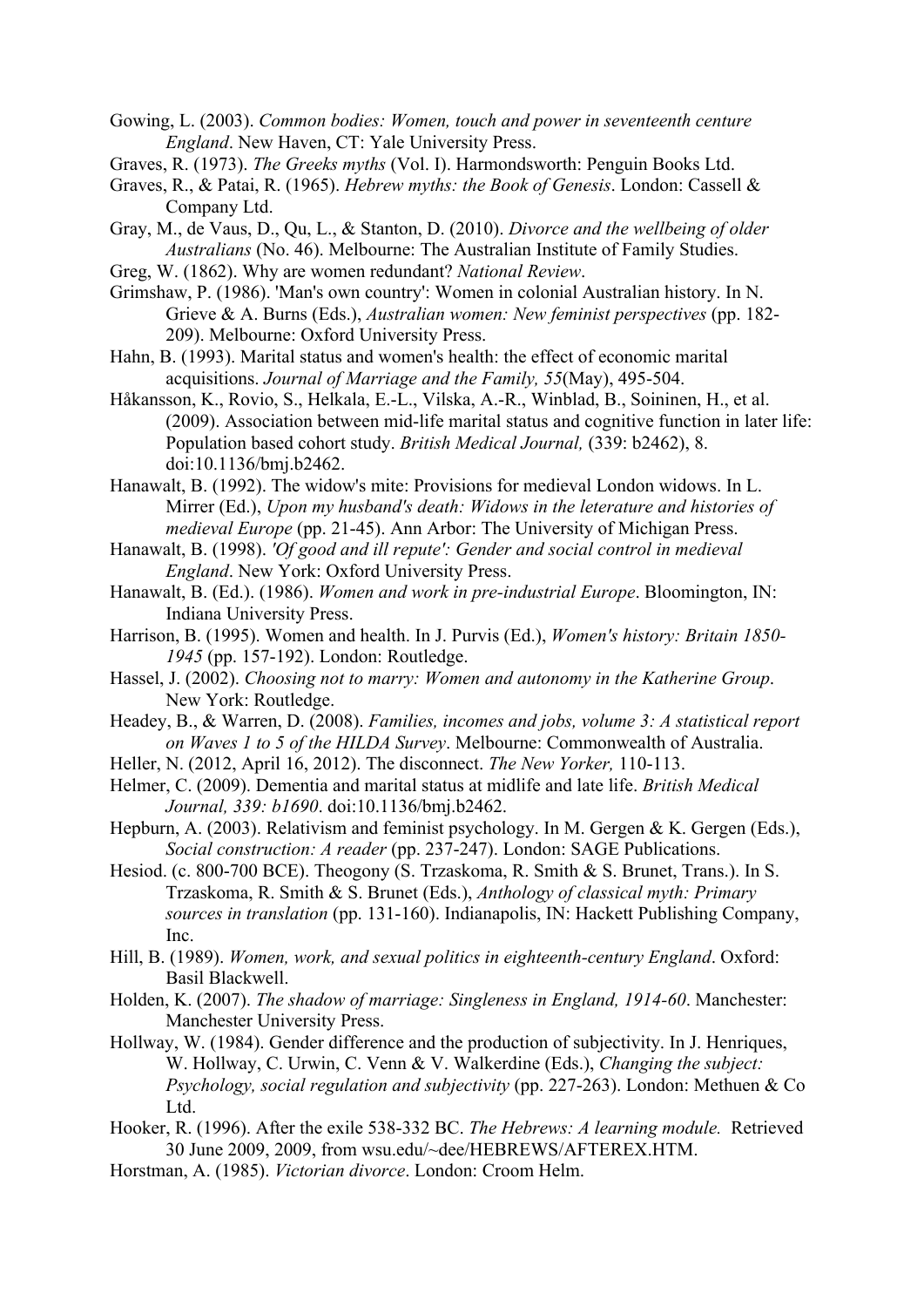Gowing, L. (2003). *Common bodies: Women, touch and power in seventeenth centure England*. New Haven, CT: Yale University Press.

Graves, R. (1973). *The Greeks myths* (Vol. I). Harmondsworth: Penguin Books Ltd.

Graves, R., & Patai, R. (1965). *Hebrew myths: the Book of Genesis*. London: Cassell & Company Ltd.

Gray, M., de Vaus, D., Qu, L., & Stanton, D. (2010). *Divorce and the wellbeing of older Australians* (No. 46). Melbourne: The Australian Institute of Family Studies.

Greg, W. (1862). Why are women redundant? *National Review*.

Grimshaw, P. (1986). 'Man's own country': Women in colonial Australian history. In N. Grieve & A. Burns (Eds.), *Australian women: New feminist perspectives* (pp. 182-209). Melbourne: Oxford University Press.

Hahn, B. (1993). Marital status and women's health: the effect of economic marital acquisitions. *Journal of Marriage and the Family, 55*(May), 495-504.

Håkansson, K., Rovio, S., Helkala, E.-L., Vilska, A.-R., Winblad, B., Soininen, H., et al. (2009). Association between mid-life marital status and cognitive function in later life: Population based cohort study. *British Medical Journal,* (339: b2462), 8. doi:10.1136/bmj.b2462.

Hanawalt, B. (1992). The widow's mite: Provisions for medieval London widows. In L. Mirrer (Ed.), *Upon my husband's death: Widows in the leterature and histories of medieval Europe* (pp. 21-45). Ann Arbor: The University of Michigan Press.

Hanawalt, B. (1998). *'Of good and ill repute': Gender and social control in medieval England*. New York: Oxford University Press.

Hanawalt, B. (Ed.). (1986). *Women and work in pre-industrial Europe*. Bloomington, IN: Indiana University Press.

Harrison, B. (1995). Women and health. In J. Purvis (Ed.), *Women's history: Britain 1850-1945* (pp. 157-192). London: Routledge.

Hassel, J. (2002). *Choosing not to marry: Women and autonomy in the Katherine Group*. New York: Routledge.

Headey, B., & Warren, D. (2008). *Families, incomes and jobs, volume 3: A statistical report on Waves 1 to 5 of the HILDA Survey*. Melbourne: Commonwealth of Australia.

Heller, N. (2012, April 16, 2012). The disconnect. *The New Yorker,* 110-113.

Helmer, C. (2009). Dementia and marital status at midlife and late life. *British Medical Journal, 339: b1690*. doi:10.1136/bmj.b2462.

Hepburn, A. (2003). Relativism and feminist psychology. In M. Gergen & K. Gergen (Eds.), *Social construction: A reader* (pp. 237-247). London: SAGE Publications.

Hesiod. (c. 800-700 BCE). Theogony (S. Trzaskoma, R. Smith & S. Brunet, Trans.). In S. Trzaskoma, R. Smith & S. Brunet (Eds.), *Anthology of classical myth: Primary sources in translation* (pp. 131-160). Indianapolis, IN: Hackett Publishing Company, Inc.

Hill, B. (1989). *Women, work, and sexual politics in eighteenth-century England*. Oxford: Basil Blackwell.

Holden, K. (2007). *The shadow of marriage: Singleness in England, 1914-60*. Manchester: Manchester University Press.

Hollway, W. (1984). Gender difference and the production of subjectivity. In J. Henriques, W. Hollway, C. Urwin, C. Venn & V. Walkerdine (Eds.), *Changing the subject: Psychology, social regulation and subjectivity* (pp. 227-263). London: Methuen & Co Ltd.

Hooker, R. (1996). After the exile 538-332 BC. *The Hebrews: A learning module.* Retrieved 30 June 2009, 2009, from wsu.edu/~dee/HEBREWS/AFTEREX.HTM.

Horstman, A. (1985). *Victorian divorce*. London: Croom Helm.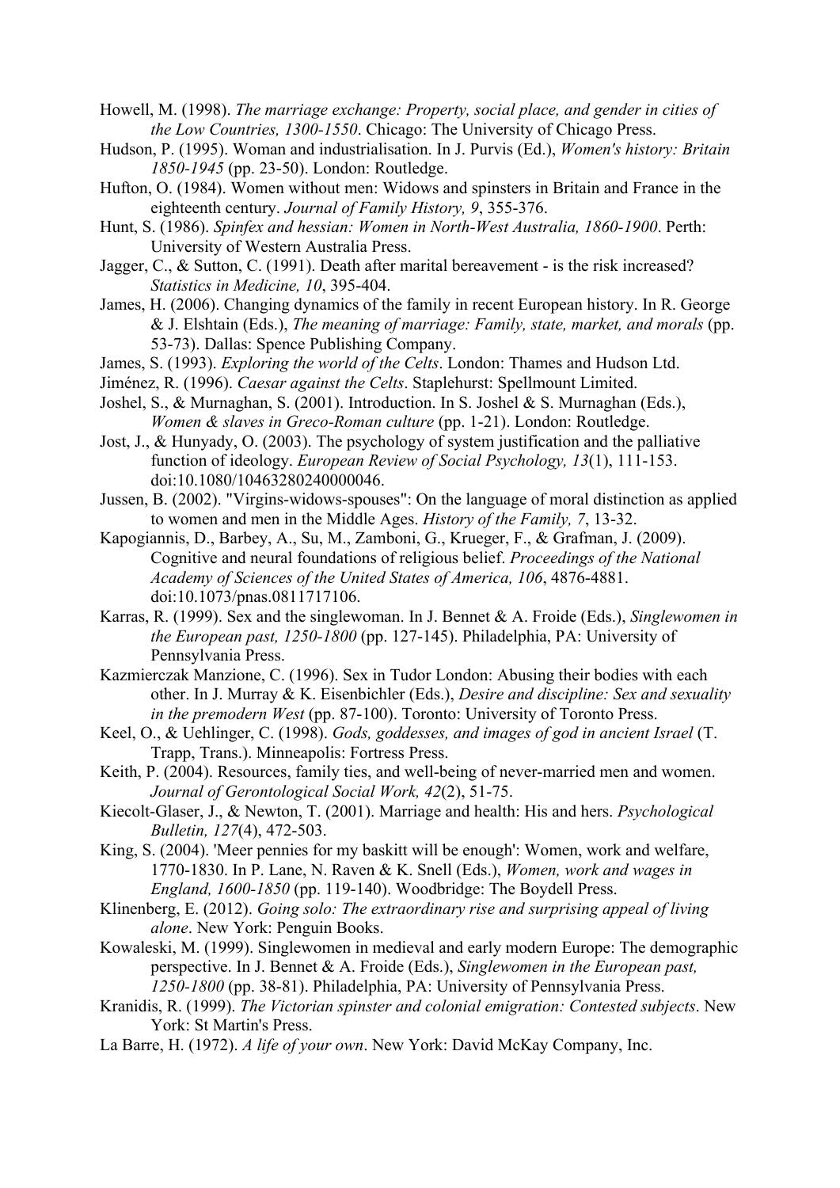Howell, M. (1998). *The marriage exchange: Property, social place, and gender in cities of the Low Countries, 1300-1550*. Chicago: The University of Chicago Press.

Hudson, P. (1995). Woman and industrialisation. In J. Purvis (Ed.), *Women's history: Britain 1850-1945* (pp. 23-50). London: Routledge.

Hufton, O. (1984). Women without men: Widows and spinsters in Britain and France in the eighteenth century. *Journal of Family History, 9*, 355-376.

Hunt, S. (1986). *Spinfex and hessian: Women in North-West Australia, 1860-1900*. Perth: University of Western Australia Press.

Jagger, C., & Sutton, C. (1991). Death after marital bereavement - is the risk increased? *Statistics in Medicine, 10*, 395-404.

James, H. (2006). Changing dynamics of the family in recent European history. In R. George & J. Elshtain (Eds.), *The meaning of marriage: Family, state, market, and morals* (pp. 53-73). Dallas: Spence Publishing Company.

James, S. (1993). *Exploring the world of the Celts*. London: Thames and Hudson Ltd.

Jiménez, R. (1996). *Caesar against the Celts*. Staplehurst: Spellmount Limited.

Joshel, S., & Murnaghan, S. (2001). Introduction. In S. Joshel & S. Murnaghan (Eds.), *Women & slaves in Greco-Roman culture* (pp. 1-21). London: Routledge.

Jost, J., & Hunyady, O. (2003). The psychology of system justification and the palliative function of ideology. *European Review of Social Psychology, 13*(1), 111-153. doi:10.1080/10463280240000046.

Jussen, B. (2002). "Virgins-widows-spouses": On the language of moral distinction as applied to women and men in the Middle Ages. *History of the Family, 7*, 13-32.

Kapogiannis, D., Barbey, A., Su, M., Zamboni, G., Krueger, F., & Grafman, J. (2009). Cognitive and neural foundations of religious belief. *Proceedings of the National Academy of Sciences of the United States of America, 106*, 4876-4881. doi:10.1073/pnas.0811717106.

Karras, R. (1999). Sex and the singlewoman. In J. Bennet & A. Froide (Eds.), *Singlewomen in the European past, 1250-1800* (pp. 127-145). Philadelphia, PA: University of Pennsylvania Press.

Kazmierczak Manzione, C. (1996). Sex in Tudor London: Abusing their bodies with each other. In J. Murray & K. Eisenbichler (Eds.), *Desire and discipline: Sex and sexuality in the premodern West* (pp. 87-100). Toronto: University of Toronto Press.

Keel, O., & Uehlinger, C. (1998). *Gods, goddesses, and images of god in ancient Israel* (T. Trapp, Trans.). Minneapolis: Fortress Press.

Keith, P. (2004). Resources, family ties, and well-being of never-married men and women. *Journal of Gerontological Social Work, 42*(2), 51-75.

Kiecolt-Glaser, J., & Newton, T. (2001). Marriage and health: His and hers. *Psychological Bulletin, 127*(4), 472-503.

King, S. (2004). 'Meer pennies for my baskitt will be enough': Women, work and welfare, 1770-1830. In P. Lane, N. Raven & K. Snell (Eds.), *Women, work and wages in England, 1600-1850* (pp. 119-140). Woodbridge: The Boydell Press.

Klinenberg, E. (2012). *Going solo: The extraordinary rise and surprising appeal of living alone*. New York: Penguin Books.

Kowaleski, M. (1999). Singlewomen in medieval and early modern Europe: The demographic perspective. In J. Bennet & A. Froide (Eds.), *Singlewomen in the European past, 1250-1800* (pp. 38-81). Philadelphia, PA: University of Pennsylvania Press.

Kranidis, R. (1999). *The Victorian spinster and colonial emigration: Contested subjects*. New York: St Martin's Press.

La Barre, H. (1972). *A life of your own*. New York: David McKay Company, Inc.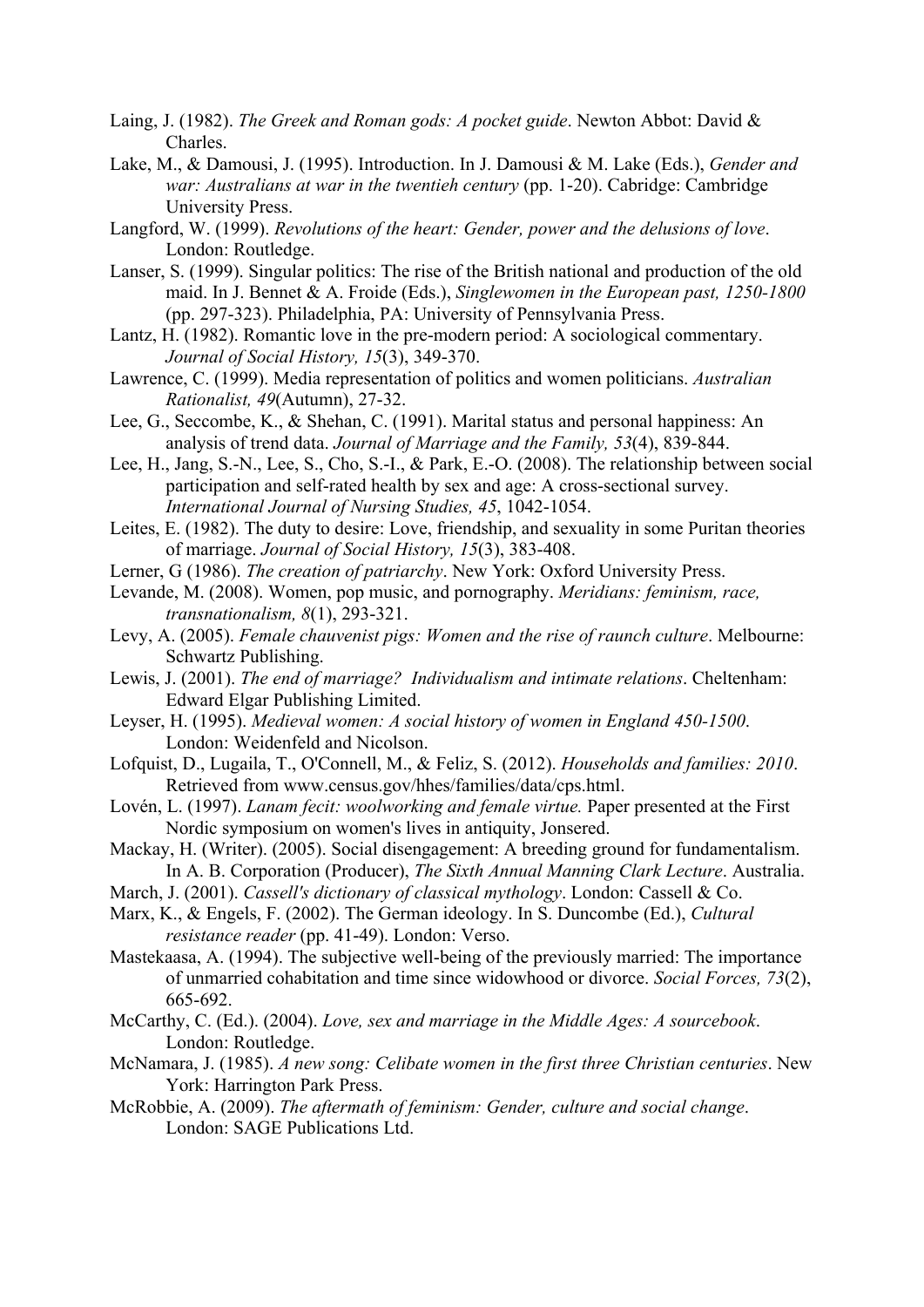Laing, J. (1982). *The Greek and Roman gods: A pocket guide*. Newton Abbot: David & Charles.

Lake, M., & Damousi, J. (1995). Introduction. In J. Damousi & M. Lake (Eds.), *Gender and war: Australians at war in the twentieh century* (pp. 1-20). Cabridge: Cambridge University Press.

Langford, W. (1999). *Revolutions of the heart: Gender, power and the delusions of love*. London: Routledge.

Lanser, S. (1999). Singular politics: The rise of the British national and production of the old maid. In J. Bennet & A. Froide (Eds.), *Singlewomen in the European past, 1250-1800* (pp. 297-323). Philadelphia, PA: University of Pennsylvania Press.

Lantz, H. (1982). Romantic love in the pre-modern period: A sociological commentary. *Journal of Social History, 15*(3), 349-370.

Lawrence, C. (1999). Media representation of politics and women politicians. *Australian Rationalist, 49*(Autumn), 27-32.

Lee, G., Seccombe, K., & Shehan, C. (1991). Marital status and personal happiness: An analysis of trend data. *Journal of Marriage and the Family, 53*(4), 839-844.

Lee, H., Jang, S.-N., Lee, S., Cho, S.-I., & Park, E.-O. (2008). The relationship between social participation and self-rated health by sex and age: A cross-sectional survey. *International Journal of Nursing Studies, 45*, 1042-1054.

Leites, E. (1982). The duty to desire: Love, friendship, and sexuality in some Puritan theories of marriage. *Journal of Social History, 15*(3), 383-408.

Lerner, G (1986). *The creation of patriarchy*. New York: Oxford University Press.

Levande, M. (2008). Women, pop music, and pornography. *Meridians: feminism, race, transnationalism, 8*(1), 293-321.

Levy, A. (2005). *Female chauvenist pigs: Women and the rise of raunch culture*. Melbourne: Schwartz Publishing.

Lewis, J. (2001). *The end of marriage? Individualism and intimate relations*. Cheltenham: Edward Elgar Publishing Limited.

Leyser, H. (1995). *Medieval women: A social history of women in England 450-1500*. London: Weidenfeld and Nicolson.

Lofquist, D., Lugaila, T., O'Connell, M., & Feliz, S. (2012). *Households and families: 2010*. Retrieved from www.census.gov/hhes/families/data/cps.html.

Lovén, L. (1997). *Lanam fecit: woolworking and female virtue.* Paper presented at the First Nordic symposium on women's lives in antiquity, Jonsered.

Mackay, H. (Writer). (2005). Social disengagement: A breeding ground for fundamentalism. In A. B. Corporation (Producer), *The Sixth Annual Manning Clark Lecture*. Australia.

March, J. (2001). *Cassell's dictionary of classical mythology*. London: Cassell & Co.

Marx, K., & Engels, F. (2002). The German ideology. In S. Duncombe (Ed.), *Cultural resistance reader* (pp. 41-49). London: Verso.

Mastekaasa, A. (1994). The subjective well-being of the previously married: The importance of unmarried cohabitation and time since widowhood or divorce. *Social Forces, 73*(2), 665-692.

McCarthy, C. (Ed.). (2004). *Love, sex and marriage in the Middle Ages: A sourcebook*. London: Routledge.

McNamara, J. (1985). *A new song: Celibate women in the first three Christian centuries*. New York: Harrington Park Press.

McRobbie, A. (2009). *The aftermath of feminism: Gender, culture and social change*. London: SAGE Publications Ltd.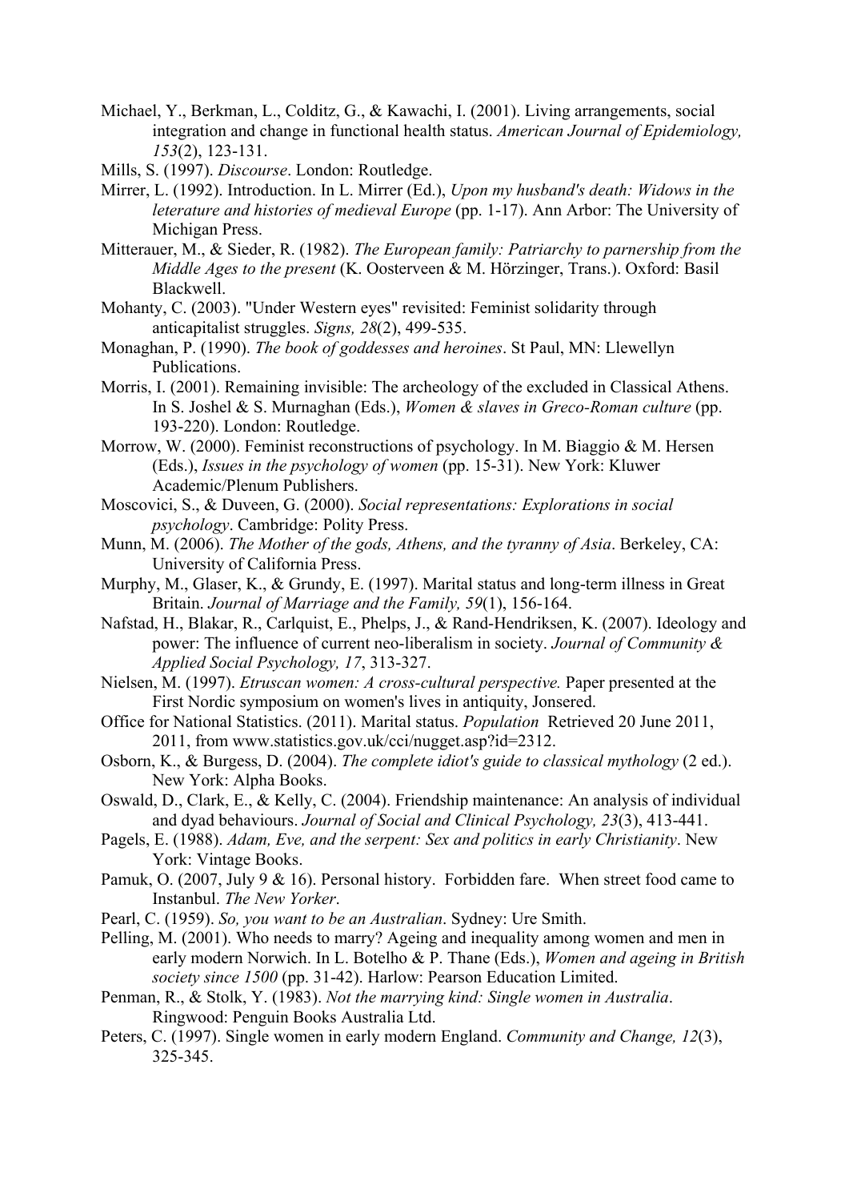Michael, Y., Berkman, L., Colditz, G., & Kawachi, I. (2001). Living arrangements, social integration and change in functional health status. *American Journal of Epidemiology, 153*(2), 123-131.

Mills, S. (1997). *Discourse*. London: Routledge.

Mirrer, L. (1992). Introduction. In L. Mirrer (Ed.), *Upon my husband's death: Widows in the leterature and histories of medieval Europe* (pp. 1-17). Ann Arbor: The University of Michigan Press.

Mitterauer, M., & Sieder, R. (1982). *The European family: Patriarchy to parnership from the Middle Ages to the present* (K. Oosterveen & M. Hörzinger, Trans.). Oxford: Basil Blackwell.

Mohanty, C. (2003). "Under Western eyes" revisited: Feminist solidarity through anticapitalist struggles. *Signs, 28*(2), 499-535.

Monaghan, P. (1990). *The book of goddesses and heroines*. St Paul, MN: Llewellyn Publications.

Morris, I. (2001). Remaining invisible: The archeology of the excluded in Classical Athens. In S. Joshel & S. Murnaghan (Eds.), *Women & slaves in Greco-Roman culture* (pp. 193-220). London: Routledge.

Morrow, W. (2000). Feminist reconstructions of psychology. In M. Biaggio & M. Hersen (Eds.), *Issues in the psychology of women* (pp. 15-31). New York: Kluwer Academic/Plenum Publishers.

Moscovici, S., & Duveen, G. (2000). *Social representations: Explorations in social psychology*. Cambridge: Polity Press.

Munn, M. (2006). *The Mother of the gods, Athens, and the tyranny of Asia*. Berkeley, CA: University of California Press.

Murphy, M., Glaser, K., & Grundy, E. (1997). Marital status and long-term illness in Great Britain. *Journal of Marriage and the Family, 59*(1), 156-164.

Nafstad, H., Blakar, R., Carlquist, E., Phelps, J., & Rand-Hendriksen, K. (2007). Ideology and power: The influence of current neo-liberalism in society. *Journal of Community & Applied Social Psychology, 17*, 313-327.

Nielsen, M. (1997). *Etruscan women: A cross-cultural perspective.* Paper presented at the First Nordic symposium on women's lives in antiquity, Jonsered.

Office for National Statistics. (2011). Marital status. *Population* Retrieved 20 June 2011, 2011, from www.statistics.gov.uk/cci/nugget.asp?id=2312.

Osborn, K., & Burgess, D. (2004). *The complete idiot's guide to classical mythology* (2 ed.). New York: Alpha Books.

Oswald, D., Clark, E., & Kelly, C. (2004). Friendship maintenance: An analysis of individual and dyad behaviours. *Journal of Social and Clinical Psychology, 23*(3), 413-441.

Pagels, E. (1988). *Adam, Eve, and the serpent: Sex and politics in early Christianity*. New York: Vintage Books.

Pamuk, O. (2007, July 9 & 16). Personal history. Forbidden fare. When street food came to Instanbul. *The New Yorker*.

Pearl, C. (1959). *So, you want to be an Australian*. Sydney: Ure Smith.

Pelling, M. (2001). Who needs to marry? Ageing and inequality among women and men in early modern Norwich. In L. Botelho & P. Thane (Eds.), *Women and ageing in British society since 1500* (pp. 31-42). Harlow: Pearson Education Limited.

Penman, R., & Stolk, Y. (1983). *Not the marrying kind: Single women in Australia*. Ringwood: Penguin Books Australia Ltd.

Peters, C. (1997). Single women in early modern England. *Community and Change, 12*(3), 325-345.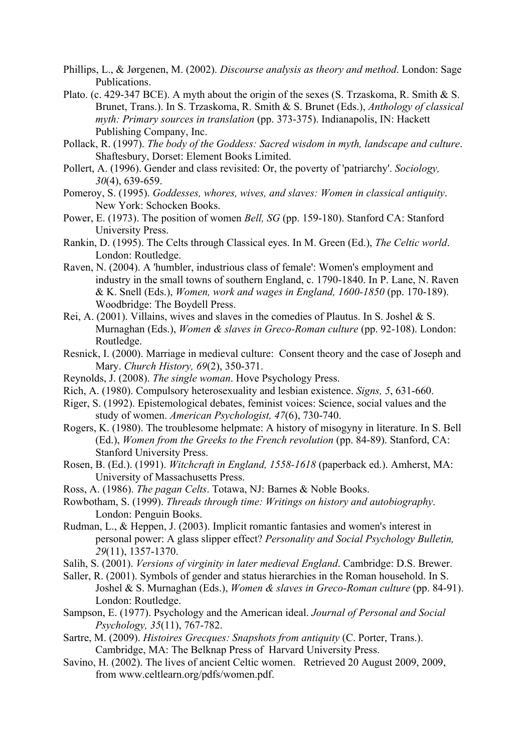Phillips, L., & Jørgenen, M. (2002). *Discourse analysis as theory and method*. London: Sage Publications.

Plato. (c. 429-347 BCE). A myth about the origin of the sexes (S. Trzaskoma, R. Smith & S. Brunet, Trans.). In S. Trzaskoma, R. Smith & S. Brunet (Eds.), *Anthology of classical myth: Primary sources in translation* (pp. 373-375). Indianapolis, IN: Hackett Publishing Company, Inc.

Pollack, R. (1997). *The body of the Goddess: Sacred wisdom in myth, landscape and culture*. Shaftesbury, Dorset: Element Books Limited.

Pollert, A. (1996). Gender and class revisited: Or, the poverty of 'patriarchy'. *Sociology, 30*(4), 639-659.

Pomeroy, S. (1995). *Goddesses, whores, wives, and slaves: Women in classical antiquity*. New York: Schocken Books.

Power, E. (1973). The position of women *Bell, SG* (pp. 159-180). Stanford CA: Stanford University Press.

Rankin, D. (1995). The Celts through Classical eyes. In M. Green (Ed.), *The Celtic world*. London: Routledge.

Raven, N. (2004). A 'humbler, industrious class of female': Women's employment and industry in the small towns of southern England, c. 1790-1840. In P. Lane, N. Raven & K. Snell (Eds.), *Women, work and wages in England, 1600-1850* (pp. 170-189). Woodbridge: The Boydell Press.

Rei, A. (2001). Villains, wives and slaves in the comedies of Plautus. In S. Joshel & S. Murnaghan (Eds.), *Women & slaves in Greco-Roman culture* (pp. 92-108). London: Routledge.

Resnick, I. (2000). Marriage in medieval culture: Consent theory and the case of Joseph and Mary. *Church History, 69*(2), 350-371.

Reynolds, J. (2008). *The single woman*. Hove Psychology Press.

Rich, A. (1980). Compulsory heterosexuality and lesbian existence. *Signs, 5*, 631-660.

Riger, S. (1992). Epistemological debates, feminist voices: Science, social values and the study of women. *American Psychologist, 47*(6), 730-740.

Rogers, K. (1980). The troublesome helpmate: A history of misogyny in literature. In S. Bell (Ed.), *Women from the Greeks to the French revolution* (pp. 84-89). Stanford, CA: Stanford University Press.

Rosen, B. (Ed.). (1991). *Witchcraft in England, 1558-1618* (paperback ed.). Amherst, MA: University of Massachusetts Press.

Ross, A. (1986). *The pagan Celts*. Totawa, NJ: Barnes & Noble Books.

Rowbotham, S. (1999). *Threads through time: Writings on history and autobiography*. London: Penguin Books.

Rudman, L., & Heppen, J. (2003). Implicit romantic fantasies and women's interest in personal power: A glass slipper effect? *Personality and Social Psychology Bulletin, 29*(11), 1357-1370.

Salih, S. (2001). *Versions of virginity in later medieval England*. Cambridge: D.S. Brewer.

Saller, R. (2001). Symbols of gender and status hierarchies in the Roman household. In S. Joshel & S. Murnaghan (Eds.), *Women & slaves in Greco-Roman culture* (pp. 84-91). London: Routledge.

Sampson, E. (1977). Psychology and the American ideal. *Journal of Personal and Social Psychology, 35*(11), 767-782.

Sartre, M. (2009). *Histoires Grecques: Snapshots from antiquity* (C. Porter, Trans.). Cambridge, MA: The Belknap Press of Harvard University Press.

Savino, H. (2002). The lives of ancient Celtic women. Retrieved 20 August 2009, 2009, from www.celtlearn.org/pdfs/women.pdf.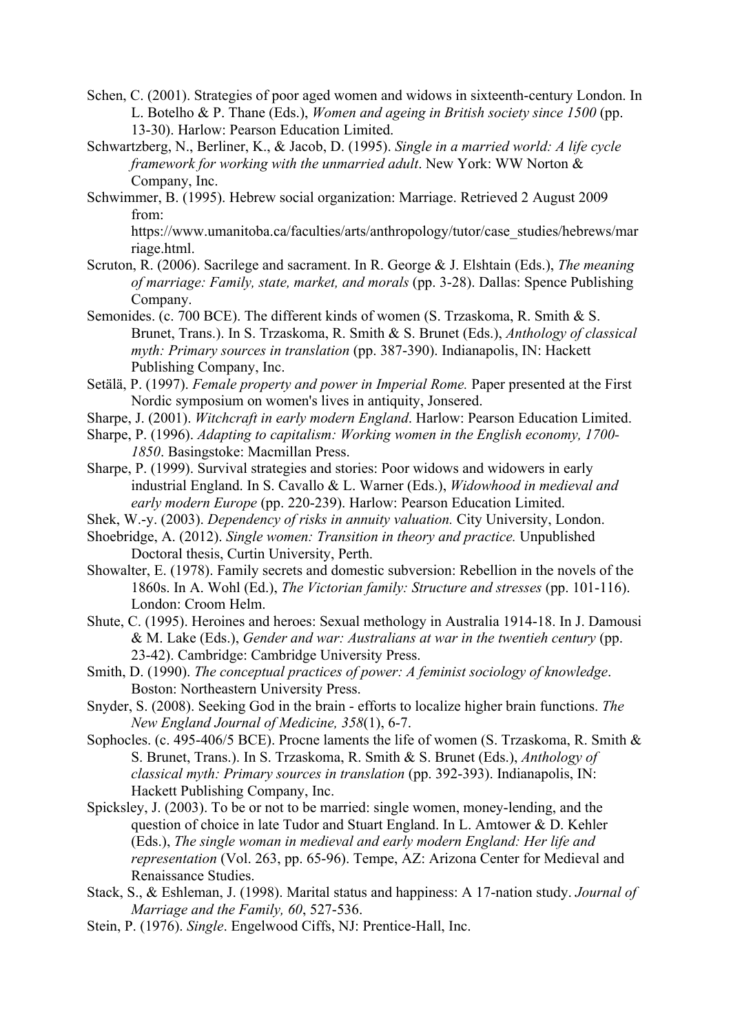Schen, C. (2001). Strategies of poor aged women and widows in sixteenth-century London. In L. Botelho & P. Thane (Eds.), *Women and ageing in British society since 1500* (pp. 13-30). Harlow: Pearson Education Limited.

Schwartzberg, N., Berliner, K., & Jacob, D. (1995). *Single in a married world: A life cycle framework for working with the unmarried adult*. New York: WW Norton & Company, Inc.

Schwimmer, B. (1995). Hebrew social organization: Marriage. Retrieved 2 August 2009 from: https://www.umanitoba.ca/faculties/arts/anthropology/tutor/case_studies/hebrews/marriage.html.

Scruton, R. (2006). Sacrilege and sacrament. In R. George & J. Elshtain (Eds.), *The meaning of marriage: Family, state, market, and morals* (pp. 3-28). Dallas: Spence Publishing Company.

Semonides. (c. 700 BCE). The different kinds of women (S. Trzaskoma, R. Smith & S. Brunet, Trans.). In S. Trzaskoma, R. Smith & S. Brunet (Eds.), *Anthology of classical myth: Primary sources in translation* (pp. 387-390). Indianapolis, IN: Hackett Publishing Company, Inc.

Setälä, P. (1997). *Female property and power in Imperial Rome.* Paper presented at the First Nordic symposium on women's lives in antiquity, Jonsered.

Sharpe, J. (2001). *Witchcraft in early modern England*. Harlow: Pearson Education Limited.

Sharpe, P. (1996). *Adapting to capitalism: Working women in the English economy, 1700-1850*. Basingstoke: Macmillan Press.

Sharpe, P. (1999). Survival strategies and stories: Poor widows and widowers in early industrial England. In S. Cavallo & L. Warner (Eds.), *Widowhood in medieval and early modern Europe* (pp. 220-239). Harlow: Pearson Education Limited.

Shek, W.-y. (2003). *Dependency of risks in annuity valuation.* City University, London.

Shoebridge, A. (2012). *Single women: Transition in theory and practice.* Unpublished Doctoral thesis, Curtin University, Perth.

Showalter, E. (1978). Family secrets and domestic subversion: Rebellion in the novels of the 1860s. In A. Wohl (Ed.), *The Victorian family: Structure and stresses* (pp. 101-116). London: Croom Helm.

Shute, C. (1995). Heroines and heroes: Sexual methology in Australia 1914-18. In J. Damousi & M. Lake (Eds.), *Gender and war: Australians at war in the twentieh century* (pp. 23-42). Cambridge: Cambridge University Press.

Smith, D. (1990). *The conceptual practices of power: A feminist sociology of knowledge*. Boston: Northeastern University Press.

Snyder, S. (2008). Seeking God in the brain - efforts to localize higher brain functions. *The New England Journal of Medicine, 358*(1), 6-7.

Sophocles. (c. 495-406/5 BCE). Procne laments the life of women (S. Trzaskoma, R. Smith & S. Brunet, Trans.). In S. Trzaskoma, R. Smith & S. Brunet (Eds.), *Anthology of classical myth: Primary sources in translation* (pp. 392-393). Indianapolis, IN: Hackett Publishing Company, Inc.

Spicksley, J. (2003). To be or not to be married: single women, money-lending, and the question of choice in late Tudor and Stuart England. In L. Amtower & D. Kehler (Eds.), *The single woman in medieval and early modern England: Her life and representation* (Vol. 263, pp. 65-96). Tempe, AZ: Arizona Center for Medieval and Renaissance Studies.

Stack, S., & Eshleman, J. (1998). Marital status and happiness: A 17-nation study. *Journal of Marriage and the Family, 60*, 527-536.

Stein, P. (1976). *Single*. Engelwood Ciffs, NJ: Prentice-Hall, Inc.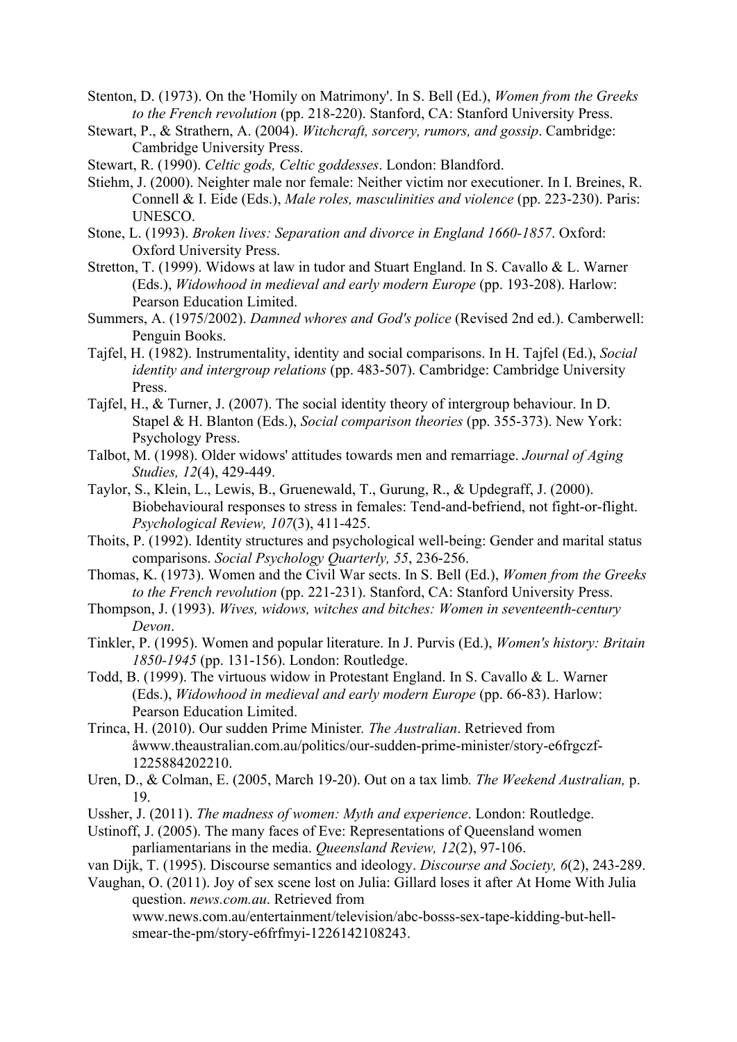Stenton, D. (1973). On the 'Homily on Matrimony'. In S. Bell (Ed.), *Women from the Greeks to the French revolution* (pp. 218-220). Stanford, CA: Stanford University Press.

Stewart, P., & Strathern, A. (2004). *Witchcraft, sorcery, rumors, and gossip*. Cambridge: Cambridge University Press.

Stewart, R. (1990). *Celtic gods, Celtic goddesses*. London: Blandford.

Stiehm, J. (2000). Neighter male nor female: Neither victim nor executioner. In I. Breines, R. Connell & I. Eide (Eds.), *Male roles, masculinities and violence* (pp. 223-230). Paris: UNESCO.

Stone, L. (1993). *Broken lives: Separation and divorce in England 1660-1857*. Oxford: Oxford University Press.

Stretton, T. (1999). Widows at law in tudor and Stuart England. In S. Cavallo & L. Warner (Eds.), *Widowhood in medieval and early modern Europe* (pp. 193-208). Harlow: Pearson Education Limited.

Summers, A. (1975/2002). *Damned whores and God's police* (Revised 2nd ed.). Camberwell: Penguin Books.

Tajfel, H. (1982). Instrumentality, identity and social comparisons. In H. Tajfel (Ed.), *Social identity and intergroup relations* (pp. 483-507). Cambridge: Cambridge University Press.

Tajfel, H., & Turner, J. (2007). The social identity theory of intergroup behaviour. In D. Stapel & H. Blanton (Eds.), *Social comparison theories* (pp. 355-373). New York: Psychology Press.

Talbot, M. (1998). Older widows' attitudes towards men and remarriage. *Journal of Aging Studies, 12*(4), 429-449.

Taylor, S., Klein, L., Lewis, B., Gruenewald, T., Gurung, R., & Updegraff, J. (2000). Biobehavioural responses to stress in females: Tend-and-befriend, not fight-or-flight. *Psychological Review, 107*(3), 411-425.

Thoits, P. (1992). Identity structures and psychological well-being: Gender and marital status comparisons. *Social Psychology Quarterly, 55*, 236-256.

Thomas, K. (1973). Women and the Civil War sects. In S. Bell (Ed.), *Women from the Greeks to the French revolution* (pp. 221-231). Stanford, CA: Stanford University Press.

Thompson, J. (1993). *Wives, widows, witches and bitches: Women in seventeenth-century Devon*.

Tinkler, P. (1995). Women and popular literature. In J. Purvis (Ed.), *Women's history: Britain 1850-1945* (pp. 131-156). London: Routledge.

Todd, B. (1999). The virtuous widow in Protestant England. In S. Cavallo & L. Warner (Eds.), *Widowhood in medieval and early modern Europe* (pp. 66-83). Harlow: Pearson Education Limited.

Trinca, H. (2010). Our sudden Prime Minister*. The Australian*. Retrieved from åwww.theaustralian.com.au/politics/our-sudden-prime-minister/story-e6frgczf-1225884202210.

Uren, D., & Colman, E. (2005, March 19-20). Out on a tax limb*. The Weekend Australian,* p. 19.

Ussher, J. (2011). *The madness of women: Myth and experience*. London: Routledge.

Ustinoff, J. (2005). The many faces of Eve: Representations of Queensland women parliamentarians in the media. *Queensland Review, 12*(2), 97-106.

van Dijk, T. (1995). Discourse semantics and ideology. *Discourse and Society, 6*(2), 243-289.

Vaughan, O. (2011). Joy of sex scene lost on Julia: Gillard loses it after At Home With Julia question. *news.com.au*. Retrieved from www.news.com.au/entertainment/television/abc-bosss-sex-tape-kidding-but-hell-smear-the-pm/story-e6frfmyi-1226142108243.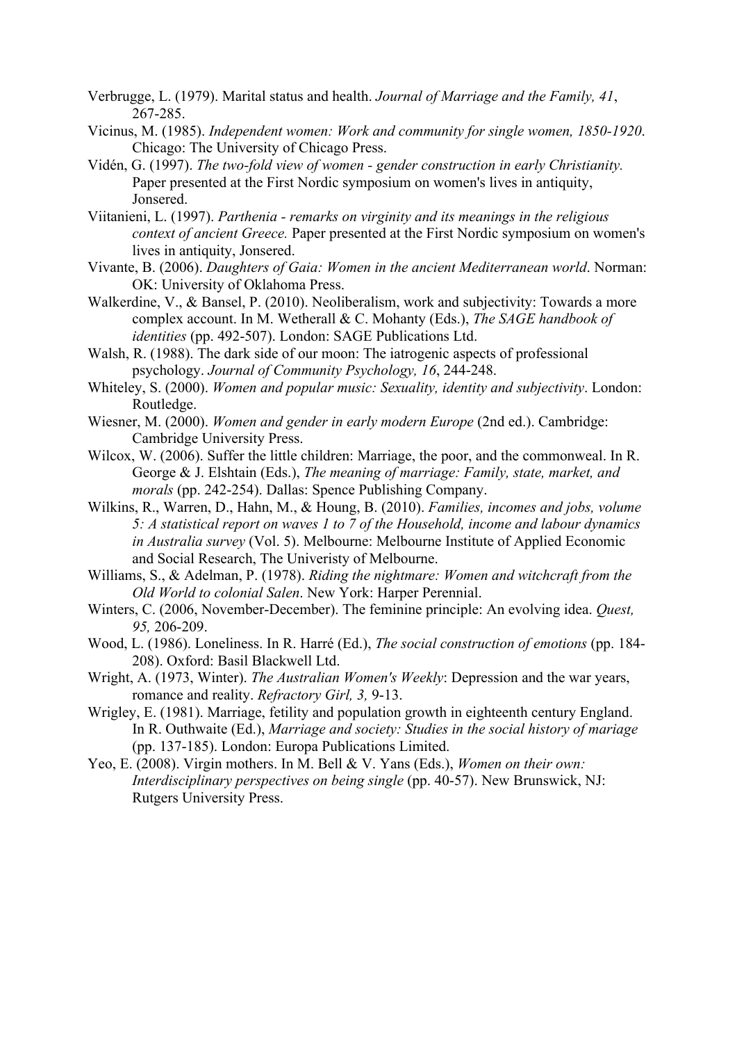Verbrugge, L. (1979). Marital status and health. *Journal of Marriage and the Family, 41*, 267-285.

Vicinus, M. (1985). *Independent women: Work and community for single women, 1850-1920*. Chicago: The University of Chicago Press.

Vidén, G. (1997). *The two-fold view of women - gender construction in early Christianity.* Paper presented at the First Nordic symposium on women's lives in antiquity, Jonsered.

Viitanieni, L. (1997). *Parthenia - remarks on virginity and its meanings in the religious context of ancient Greece.* Paper presented at the First Nordic symposium on women's lives in antiquity, Jonsered.

Vivante, B. (2006). *Daughters of Gaia: Women in the ancient Mediterranean world*. Norman: OK: University of Oklahoma Press.

Walkerdine, V., & Bansel, P. (2010). Neoliberalism, work and subjectivity: Towards a more complex account. In M. Wetherall & C. Mohanty (Eds.), *The SAGE handbook of identities* (pp. 492-507). London: SAGE Publications Ltd.

Walsh, R. (1988). The dark side of our moon: The iatrogenic aspects of professional psychology. *Journal of Community Psychology, 16*, 244-248.

Whiteley, S. (2000). *Women and popular music: Sexuality, identity and subjectivity*. London: Routledge.

Wiesner, M. (2000). *Women and gender in early modern Europe* (2nd ed.). Cambridge: Cambridge University Press.

Wilcox, W. (2006). Suffer the little children: Marriage, the poor, and the commonweal. In R. George & J. Elshtain (Eds.), *The meaning of marriage: Family, state, market, and morals* (pp. 242-254). Dallas: Spence Publishing Company.

Wilkins, R., Warren, D., Hahn, M., & Houng, B. (2010). *Families, incomes and jobs, volume 5: A statistical report on waves 1 to 7 of the Household, income and labour dynamics in Australia survey* (Vol. 5). Melbourne: Melbourne Institute of Applied Economic and Social Research, The Univeristy of Melbourne.

Williams, S., & Adelman, P. (1978). *Riding the nightmare: Women and witchcraft from the Old World to colonial Salen*. New York: Harper Perennial.

Winters, C. (2006, November-December). The feminine principle: An evolving idea. *Quest, 95,* 206-209.

Wood, L. (1986). Loneliness. In R. Harré (Ed.), *The social construction of emotions* (pp. 184-208). Oxford: Basil Blackwell Ltd.

Wright, A. (1973, Winter). *The Australian Women's Weekly*: Depression and the war years, romance and reality. *Refractory Girl, 3,* 9-13.

Wrigley, E. (1981). Marriage, fetility and population growth in eighteenth century England. In R. Outhwaite (Ed.), *Marriage and society: Studies in the social history of mariage* (pp. 137-185). London: Europa Publications Limited.

Yeo, E. (2008). Virgin mothers. In M. Bell & V. Yans (Eds.), *Women on their own: Interdisciplinary perspectives on being single* (pp. 40-57). New Brunswick, NJ: Rutgers University Press.